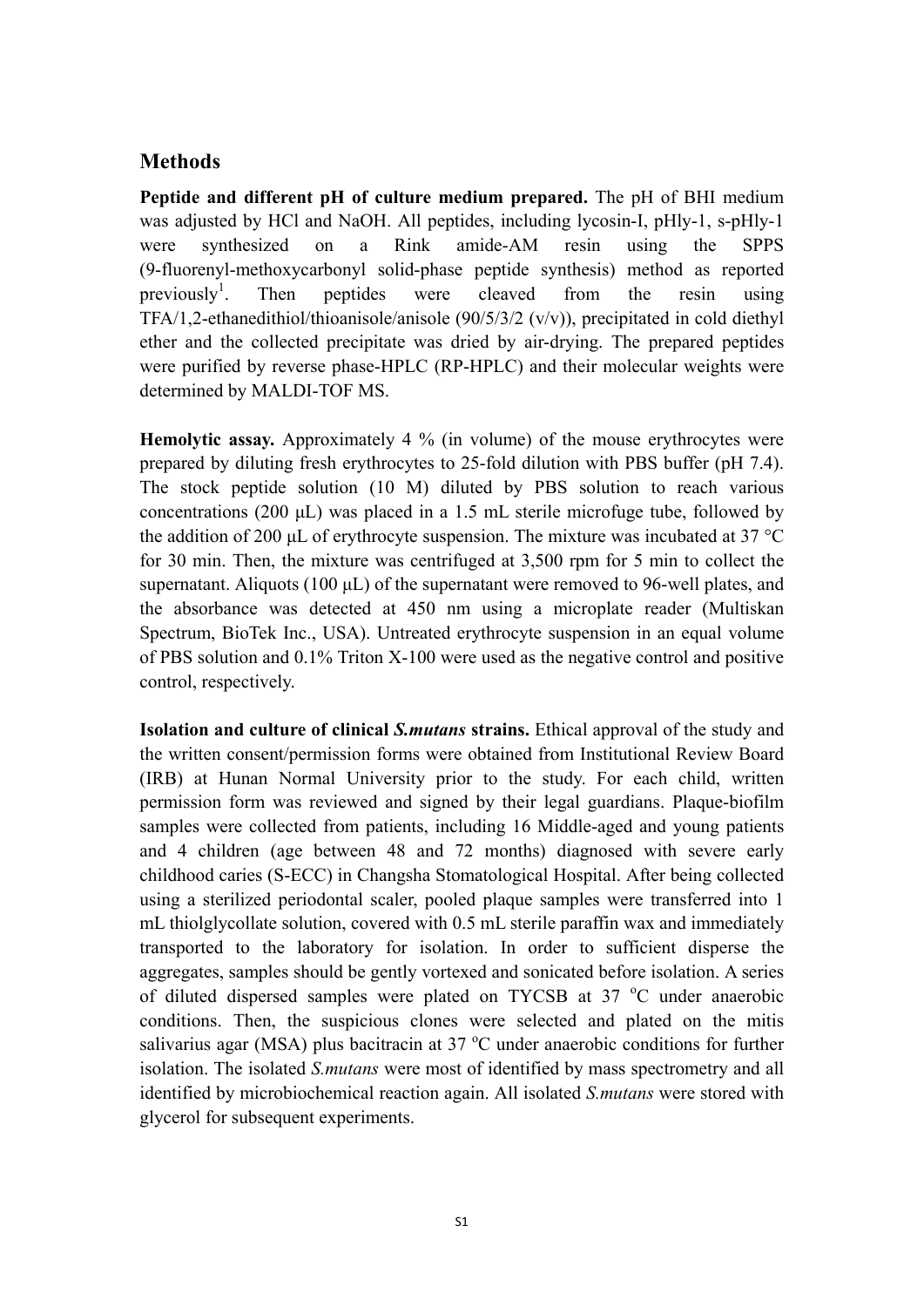## Methods

**Peptide and different pH of culture medium prepared.** The pH of BHI medium was adjusted by HCl and NaOH. All peptides, including lycosin-I, pHly-1, s-pHly-1 were synthesized on a Rink amide-AM resin using the SPPS (9-fluorenyl-methoxycarbonyl solid-phase peptide synthesis) method as reported previously[1]. Then peptides were cleaved from the resin using TFA/1,2-ethanedithiol/thioanisole/anisole (90/5/3/2 (v/v)), precipitated in cold diethyl ether and the collected precipitate was dried by air-drying. The prepared peptides were purified by reverse phase-HPLC (RP-HPLC) and their molecular weights were determined by MALDI-TOF MS.

**Hemolytic assay.** Approximately 4 % (in volume) of the mouse erythrocytes were prepared by diluting fresh erythrocytes to 25-fold dilution with PBS buffer (pH 7.4). The stock peptide solution (10 M) diluted by PBS solution to reach various concentrations (200 μL) was placed in a 1.5 mL sterile microfuge tube, followed by the addition of 200 μL of erythrocyte suspension. The mixture was incubated at 37 °C for 30 min. Then, the mixture was centrifuged at 3,500 rpm for 5 min to collect the supernatant. Aliquots (100 μL) of the supernatant were removed to 96-well plates, and the absorbance was detected at 450 nm using a microplate reader (Multiskan Spectrum, BioTek Inc., USA). Untreated erythrocyte suspension in an equal volume of PBS solution and 0.1% Triton X-100 were used as the negative control and positive control, respectively.

**Isolation and culture of clinical *S.mutans* strains.** Ethical approval of the study and the written consent/permission forms were obtained from Institutional Review Board (IRB) at Hunan Normal University prior to the study. For each child, written permission form was reviewed and signed by their legal guardians. Plaque-biofilm samples were collected from patients, including 16 Middle-aged and young patients and 4 children (age between 48 and 72 months) diagnosed with severe early childhood caries (S-ECC) in Changsha Stomatological Hospital. After being collected using a sterilized periodontal scaler, pooled plaque samples were transferred into 1 mL thiolglycollate solution, covered with 0.5 mL sterile paraffin wax and immediately transported to the laboratory for isolation. In order to sufficient disperse the aggregates, samples should be gently vortexed and sonicated before isolation. A series of diluted dispersed samples were plated on TYCSB at 37 °C under anaerobic conditions. Then, the suspicious clones were selected and plated on the mitis salivarius agar (MSA) plus bacitracin at 37 °C under anaerobic conditions for further isolation. The isolated *S.mutans* were most of identified by mass spectrometry and all identified by microbiochemical reaction again. All isolated *S.mutans* were stored with glycerol for subsequent experiments.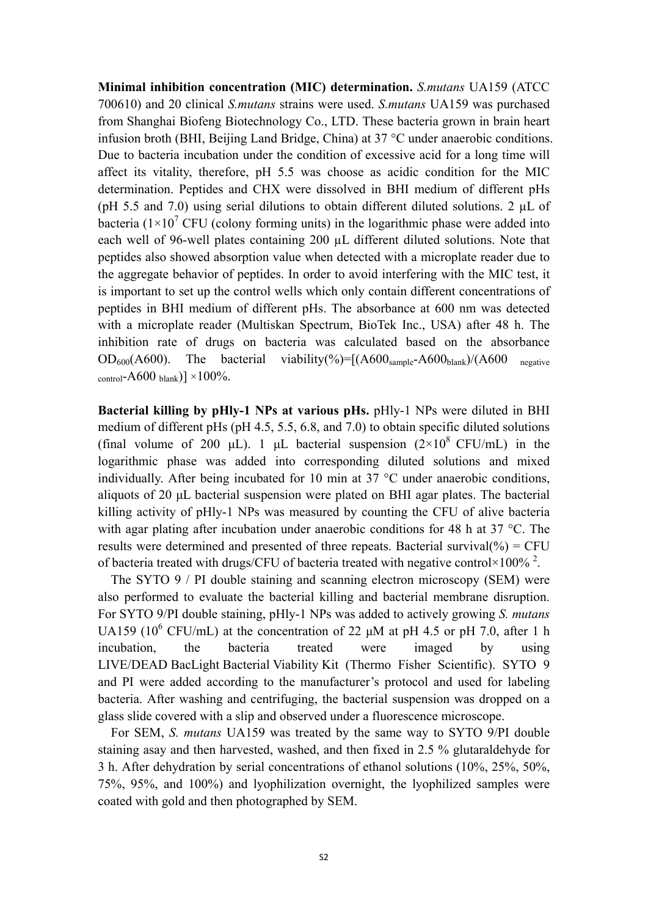**Minimal inhibition concentration (MIC) determination.** *S.mutans* UA159 (ATCC 700610) and 20 clinical *S.mutans* strains were used. *S.mutans* UA159 was purchased from Shanghai Biofeng Biotechnology Co., LTD. These bacteria grown in brain heart infusion broth (BHI, Beijing Land Bridge, China) at 37 °C under anaerobic conditions. Due to bacteria incubation under the condition of excessive acid for a long time will affect its vitality, therefore, pH 5.5 was choose as acidic condition for the MIC determination. Peptides and CHX were dissolved in BHI medium of different pHs (pH 5.5 and 7.0) using serial dilutions to obtain different diluted solutions. 2 μL of bacteria ($1\times10^7$ CFU (colony forming units) in the logarithmic phase were added into each well of 96-well plates containing 200 μL different diluted solutions. Note that peptides also showed absorption value when detected with a microplate reader due to the aggregate behavior of peptides. In order to avoid interfering with the MIC test, it is important to set up the control wells which only contain different concentrations of peptides in BHI medium of different pHs. The absorbance at 600 nm was detected with a microplate reader (Multiskan Spectrum, BioTek Inc., USA) after 48 h. The inhibition rate of drugs on bacteria was calculated based on the absorbance $OD_{600}$(A600). The bacterial viability(%)=$[(A600_{sample}-A600_{blank})/(A600_{negative\ control}-A600_{blank})]\times100\%$.

**Bacterial killing by pHly-1 NPs at various pHs.** pHly-1 NPs were diluted in BHI medium of different pHs (pH 4.5, 5.5, 6.8, and 7.0) to obtain specific diluted solutions (final volume of 200 μL). 1 μL bacterial suspension ($2\times10^8$ CFU/mL) in the logarithmic phase was added into corresponding diluted solutions and mixed individually. After being incubated for 10 min at 37 °C under anaerobic conditions, aliquots of 20 μL bacterial suspension were plated on BHI agar plates. The bacterial killing activity of pHly-1 NPs was measured by counting the CFU of alive bacteria with agar plating after incubation under anaerobic conditions for 48 h at 37 °C. The results were determined and presented of three repeats. Bacterial survival(%) = CFU of bacteria treated with drugs/CFU of bacteria treated with negative control×100% [2].

The SYTO 9 / PI double staining and scanning electron microscopy (SEM) were also performed to evaluate the bacterial killing and bacterial membrane disruption. For SYTO 9/PI double staining, pHly-1 NPs was added to actively growing *S. mutans* UA159 ($10^6$ CFU/mL) at the concentration of 22 μM at pH 4.5 or pH 7.0, after 1 h incubation, the bacteria treated were imaged by using LIVE/DEAD BacLight Bacterial Viability Kit (Thermo Fisher Scientific). SYTO 9 and PI were added according to the manufacturer's protocol and used for labeling bacteria. After washing and centrifuging, the bacterial suspension was dropped on a glass slide covered with a slip and observed under a fluorescence microscope.

For SEM, *S. mutans* UA159 was treated by the same way to SYTO 9/PI double staining asay and then harvested, washed, and then fixed in 2.5 % glutaraldehyde for 3 h. After dehydration by serial concentrations of ethanol solutions (10%, 25%, 50%, 75%, 95%, and 100%) and lyophilization overnight, the lyophilized samples were coated with gold and then photographed by SEM.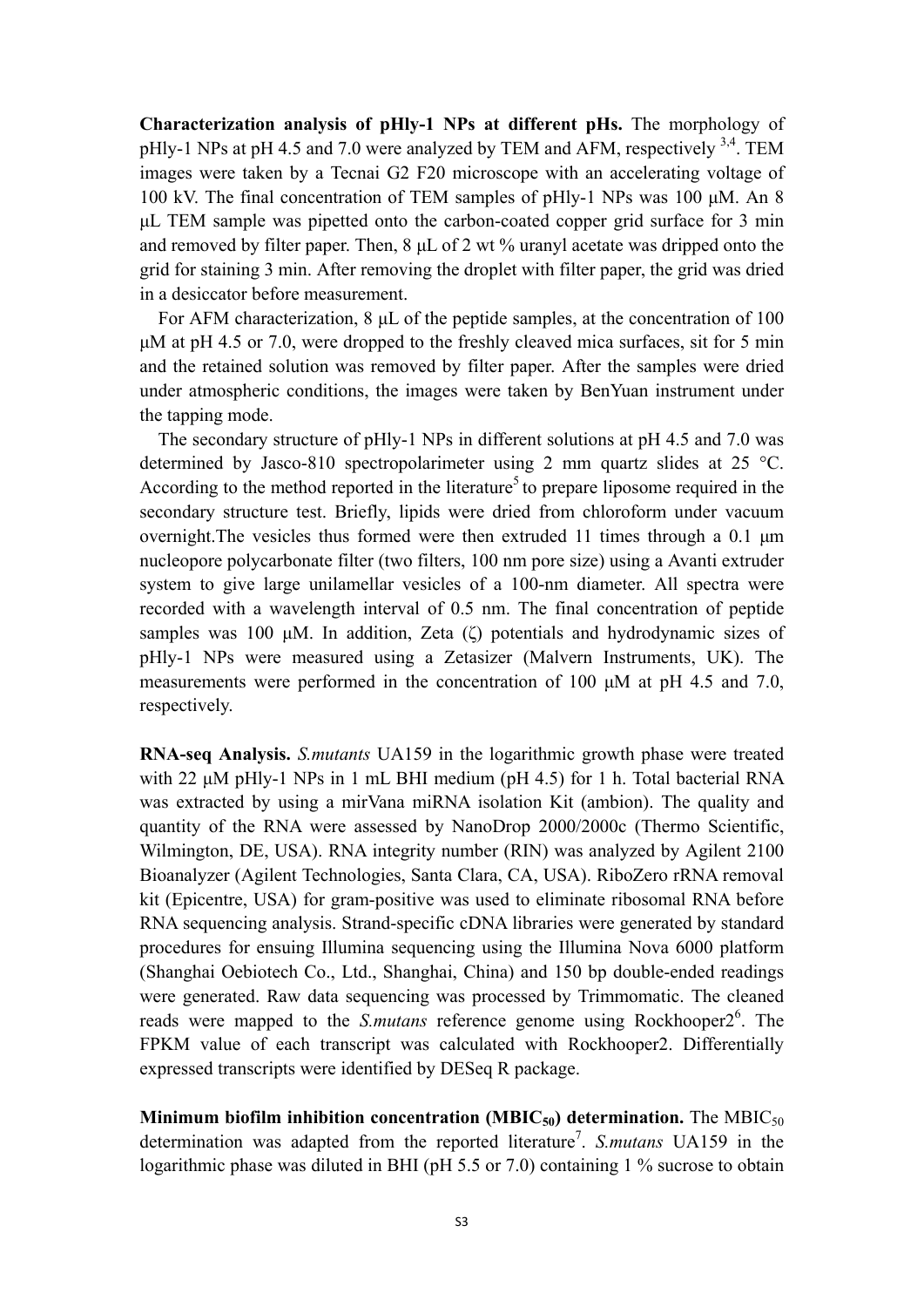**Characterization analysis of pHly-1 NPs at different pHs.** The morphology of pHly-1 NPs at pH 4.5 and 7.0 were analyzed by TEM and AFM, respectively [3,4]. TEM images were taken by a Tecnai G2 F20 microscope with an accelerating voltage of 100 kV. The final concentration of TEM samples of pHly-1 NPs was 100 μM. An 8 μL TEM sample was pipetted onto the carbon-coated copper grid surface for 3 min and removed by filter paper. Then, 8 μL of 2 wt % uranyl acetate was dripped onto the grid for staining 3 min. After removing the droplet with filter paper, the grid was dried in a desiccator before measurement.

For AFM characterization, 8 μL of the peptide samples, at the concentration of 100 μM at pH 4.5 or 7.0, were dropped to the freshly cleaved mica surfaces, sit for 5 min and the retained solution was removed by filter paper. After the samples were dried under atmospheric conditions, the images were taken by BenYuan instrument under the tapping mode.

The secondary structure of pHly-1 NPs in different solutions at pH 4.5 and 7.0 was determined by Jasco-810 spectropolarimeter using 2 mm quartz slides at 25 °C. According to the method reported in the literature[5] to prepare liposome required in the secondary structure test. Briefly, lipids were dried from chloroform under vacuum overnight.The vesicles thus formed were then extruded 11 times through a 0.1 μm nucleopore polycarbonate filter (two filters, 100 nm pore size) using a Avanti extruder system to give large unilamellar vesicles of a 100-nm diameter. All spectra were recorded with a wavelength interval of 0.5 nm. The final concentration of peptide samples was 100 μM. In addition, Zeta (ζ) potentials and hydrodynamic sizes of pHly-1 NPs were measured using a Zetasizer (Malvern Instruments, UK). The measurements were performed in the concentration of 100 μM at pH 4.5 and 7.0, respectively.

**RNA-seq Analysis.** *S.mutants* UA159 in the logarithmic growth phase were treated with 22 μM pHly-1 NPs in 1 mL BHI medium (pH 4.5) for 1 h. Total bacterial RNA was extracted by using a mirVana miRNA isolation Kit (ambion). The quality and quantity of the RNA were assessed by NanoDrop 2000/2000c (Thermo Scientific, Wilmington, DE, USA). RNA integrity number (RIN) was analyzed by Agilent 2100 Bioanalyzer (Agilent Technologies, Santa Clara, CA, USA). RiboZero rRNA removal kit (Epicentre, USA) for gram-positive was used to eliminate ribosomal RNA before RNA sequencing analysis. Strand-specific cDNA libraries were generated by standard procedures for ensuing Illumina sequencing using the Illumina Nova 6000 platform (Shanghai Oebiotech Co., Ltd., Shanghai, China) and 150 bp double-ended readings were generated. Raw data sequencing was processed by Trimmomatic. The cleaned reads were mapped to the *S.mutans* reference genome using Rockhooper2[6]. The FPKM value of each transcript was calculated with Rockhooper2. Differentially expressed transcripts were identified by DESeq R package.

**Minimum biofilm inhibition concentration ($MBIC_{50}$) determination.** The $MBIC_{50}$ determination was adapted from the reported literature[7]. *S.mutans* UA159 in the logarithmic phase was diluted in BHI (pH 5.5 or 7.0) containing 1 % sucrose to obtain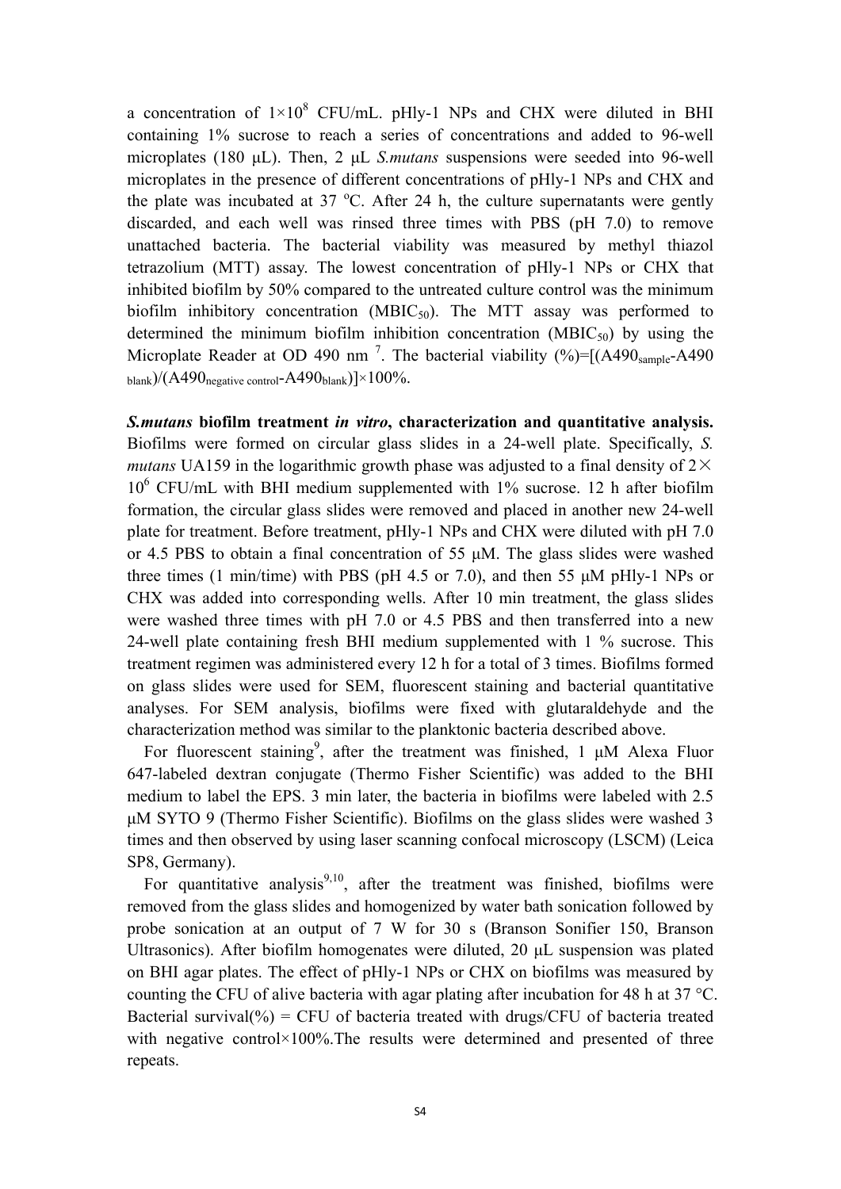a concentration of $1\times10^8$ CFU/mL. pHly-1 NPs and CHX were diluted in BHI containing 1% sucrose to reach a series of concentrations and added to 96-well microplates (180 μL). Then, 2 μL *S.mutans* suspensions were seeded into 96-well microplates in the presence of different concentrations of pHly-1 NPs and CHX and the plate was incubated at 37 °C. After 24 h, the culture supernatants were gently discarded, and each well was rinsed three times with PBS (pH 7.0) to remove unattached bacteria. The bacterial viability was measured by methyl thiazol tetrazolium (MTT) assay. The lowest concentration of pHly-1 NPs or CHX that inhibited biofilm by 50% compared to the untreated culture control was the minimum biofilm inhibitory concentration ($MBIC_{50}$). The MTT assay was performed to determined the minimum biofilm inhibition concentration ($MBIC_{50}$) by using the Microplate Reader at OD 490 nm [7]. The bacterial viability (%)=$[(A490_{sample}-A490_{blank})/(A490_{negative\ control}-A490_{blank})]\times100\%$.

***S.mutans* biofilm treatment *in vitro*, characterization and quantitative analysis.** Biofilms were formed on circular glass slides in a 24-well plate. Specifically, *S. mutans* UA159 in the logarithmic growth phase was adjusted to a final density of $2\times10^6$ CFU/mL with BHI medium supplemented with 1% sucrose. 12 h after biofilm formation, the circular glass slides were removed and placed in another new 24-well plate for treatment. Before treatment, pHly-1 NPs and CHX were diluted with pH 7.0 or 4.5 PBS to obtain a final concentration of 55 μM. The glass slides were washed three times (1 min/time) with PBS (pH 4.5 or 7.0), and then 55 μM pHly-1 NPs or CHX was added into corresponding wells. After 10 min treatment, the glass slides were washed three times with pH 7.0 or 4.5 PBS and then transferred into a new 24-well plate containing fresh BHI medium supplemented with 1 % sucrose. This treatment regimen was administered every 12 h for a total of 3 times. Biofilms formed on glass slides were used for SEM, fluorescent staining and bacterial quantitative analyses. For SEM analysis, biofilms were fixed with glutaraldehyde and the characterization method was similar to the planktonic bacteria described above.

For fluorescent staining[9], after the treatment was finished, 1 μM Alexa Fluor 647-labeled dextran conjugate (Thermo Fisher Scientific) was added to the BHI medium to label the EPS. 3 min later, the bacteria in biofilms were labeled with 2.5 μM SYTO 9 (Thermo Fisher Scientific). Biofilms on the glass slides were washed 3 times and then observed by using laser scanning confocal microscopy (LSCM) (Leica SP8, Germany).

For quantitative analysis[9,10], after the treatment was finished, biofilms were removed from the glass slides and homogenized by water bath sonication followed by probe sonication at an output of 7 W for 30 s (Branson Sonifier 150, Branson Ultrasonics). After biofilm homogenates were diluted, 20 μL suspension was plated on BHI agar plates. The effect of pHly-1 NPs or CHX on biofilms was measured by counting the CFU of alive bacteria with agar plating after incubation for 48 h at 37 °C. Bacterial survival(%) = CFU of bacteria treated with drugs/CFU of bacteria treated with negative control×100%.The results were determined and presented of three repeats.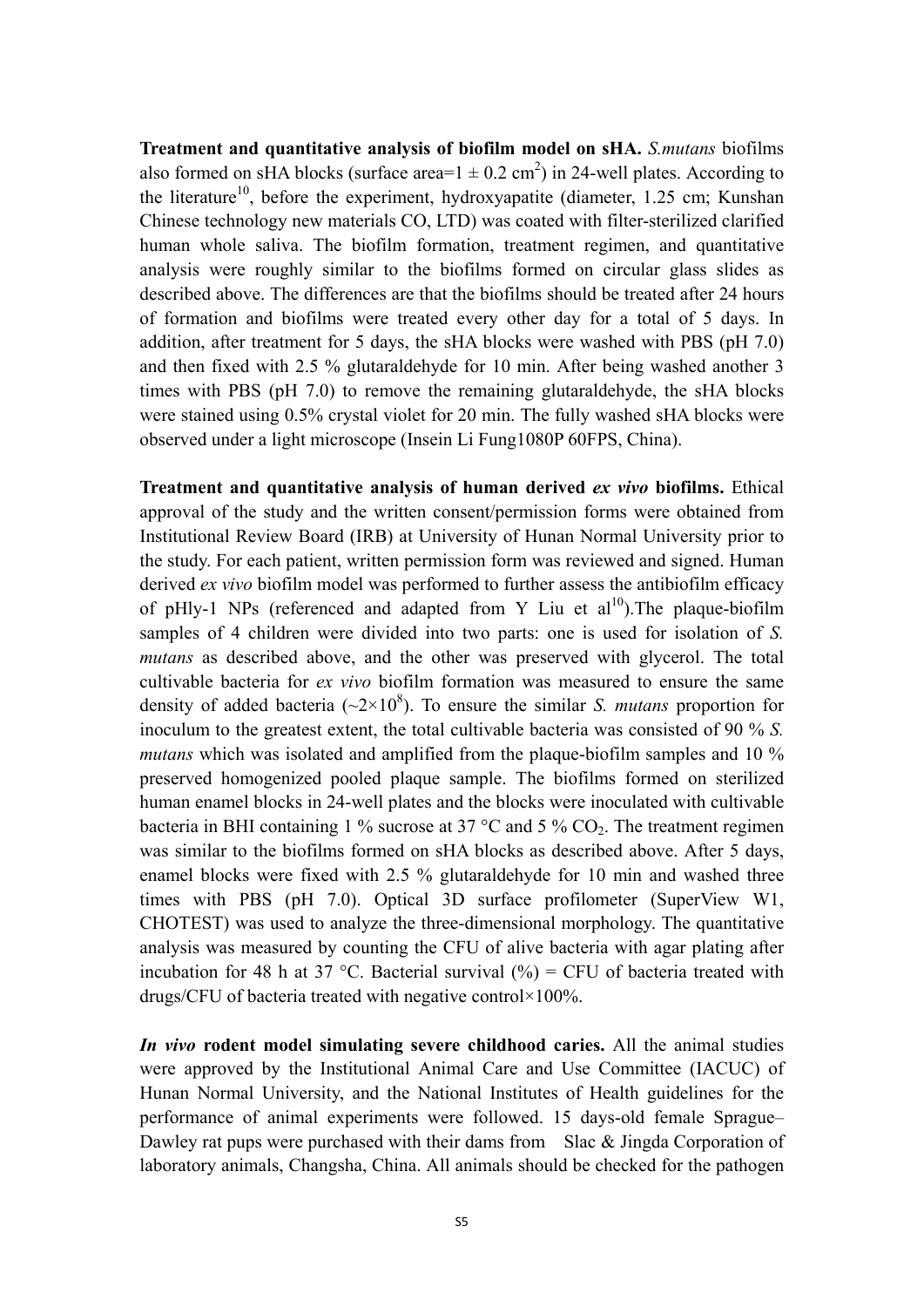**Treatment and quantitative analysis of biofilm model on sHA.** *S.mutans* biofilms also formed on sHA blocks (surface area=$1 \pm 0.2$ $cm^2$) in 24-well plates. According to the literature[10], before the experiment, hydroxyapatite (diameter, 1.25 cm; Kunshan Chinese technology new materials CO, LTD) was coated with filter-sterilized clarified human whole saliva. The biofilm formation, treatment regimen, and quantitative analysis were roughly similar to the biofilms formed on circular glass slides as described above. The differences are that the biofilms should be treated after 24 hours of formation and biofilms were treated every other day for a total of 5 days. In addition, after treatment for 5 days, the sHA blocks were washed with PBS (pH 7.0) and then fixed with 2.5 % glutaraldehyde for 10 min. After being washed another 3 times with PBS (pH 7.0) to remove the remaining glutaraldehyde, the sHA blocks were stained using 0.5% crystal violet for 20 min. The fully washed sHA blocks were observed under a light microscope (Insein Li Fung1080P 60FPS, China).

**Treatment and quantitative analysis of human derived *ex vivo* biofilms.** Ethical approval of the study and the written consent/permission forms were obtained from Institutional Review Board (IRB) at University of Hunan Normal University prior to the study. For each patient, written permission form was reviewed and signed. Human derived *ex vivo* biofilm model was performed to further assess the antibiofilm efficacy of pHly-1 NPs (referenced and adapted from Y Liu et al[10]).The plaque-biofilm samples of 4 children were divided into two parts: one is used for isolation of *S. mutans* as described above, and the other was preserved with glycerol. The total cultivable bacteria for *ex vivo* biofilm formation was measured to ensure the same density of added bacteria ($\sim 2\times10^8$). To ensure the similar *S. mutans* proportion for inoculum to the greatest extent, the total cultivable bacteria was consisted of 90 % *S. mutans* which was isolated and amplified from the plaque-biofilm samples and 10 % preserved homogenized pooled plaque sample. The biofilms formed on sterilized human enamel blocks in 24-well plates and the blocks were inoculated with cultivable bacteria in BHI containing 1 % sucrose at 37 °C and 5 % $CO_2$. The treatment regimen was similar to the biofilms formed on sHA blocks as described above. After 5 days, enamel blocks were fixed with 2.5 % glutaraldehyde for 10 min and washed three times with PBS (pH 7.0). Optical 3D surface profilometer (SuperView W1, CHOTEST) was used to analyze the three-dimensional morphology. The quantitative analysis was measured by counting the CFU of alive bacteria with agar plating after incubation for 48 h at 37 °C. Bacterial survival (%) = CFU of bacteria treated with drugs/CFU of bacteria treated with negative control×100%.

***In vivo* rodent model simulating severe childhood caries.** All the animal studies were approved by the Institutional Animal Care and Use Committee (IACUC) of Hunan Normal University, and the National Institutes of Health guidelines for the performance of animal experiments were followed. 15 days-old female Sprague–Dawley rat pups were purchased with their dams from Slac & Jingda Corporation of laboratory animals, Changsha, China. All animals should be checked for the pathogen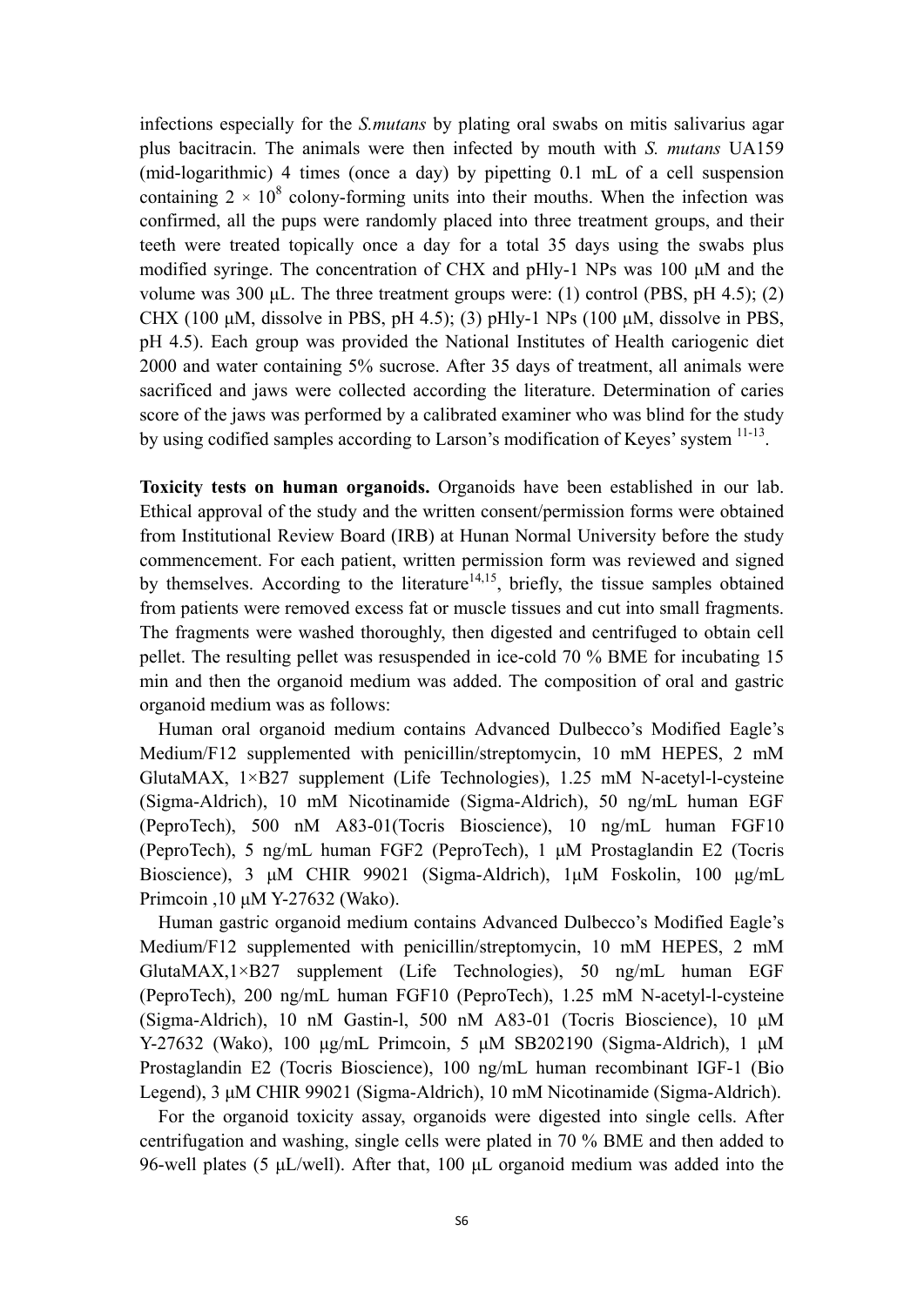infections especially for the *S.mutans* by plating oral swabs on mitis salivarius agar plus bacitracin. The animals were then infected by mouth with *S. mutans* UA159 (mid-logarithmic) 4 times (once a day) by pipetting 0.1 mL of a cell suspension containing $2 \times 10^8$ colony-forming units into their mouths. When the infection was confirmed, all the pups were randomly placed into three treatment groups, and their teeth were treated topically once a day for a total 35 days using the swabs plus modified syringe. The concentration of CHX and pHly-1 NPs was 100 μM and the volume was 300 μL. The three treatment groups were: (1) control (PBS, pH 4.5); (2) CHX (100 μM, dissolve in PBS, pH 4.5); (3) pHly-1 NPs (100 μM, dissolve in PBS, pH 4.5). Each group was provided the National Institutes of Health cariogenic diet 2000 and water containing 5% sucrose. After 35 days of treatment, all animals were sacrificed and jaws were collected according the literature. Determination of caries score of the jaws was performed by a calibrated examiner who was blind for the study by using codified samples according to Larson's modification of Keyes' system [11-13].

**Toxicity tests on human organoids.** Organoids have been established in our lab. Ethical approval of the study and the written consent/permission forms were obtained from Institutional Review Board (IRB) at Hunan Normal University before the study commencement. For each patient, written permission form was reviewed and signed by themselves. According to the literature[14,15], briefly, the tissue samples obtained from patients were removed excess fat or muscle tissues and cut into small fragments. The fragments were washed thoroughly, then digested and centrifuged to obtain cell pellet. The resulting pellet was resuspended in ice-cold 70 % BME for incubating 15 min and then the organoid medium was added. The composition of oral and gastric organoid medium was as follows:

Human oral organoid medium contains Advanced Dulbecco's Modified Eagle's Medium/F12 supplemented with penicillin/streptomycin, 10 mM HEPES, 2 mM GlutaMAX, 1×B27 supplement (Life Technologies), 1.25 mM N-acetyl-l-cysteine (Sigma-Aldrich), 10 mM Nicotinamide (Sigma-Aldrich), 50 ng/mL human EGF (PeproTech), 500 nM A83-01(Tocris Bioscience), 10 ng/mL human FGF10 (PeproTech), 5 ng/mL human FGF2 (PeproTech), 1 μM Prostaglandin E2 (Tocris Bioscience), 3 μM CHIR 99021 (Sigma-Aldrich), 1μM Foskolin, 100 μg/mL Primcoin ,10 μM Y-27632 (Wako).

Human gastric organoid medium contains Advanced Dulbecco's Modified Eagle's Medium/F12 supplemented with penicillin/streptomycin, 10 mM HEPES, 2 mM GlutaMAX,1×B27 supplement (Life Technologies), 50 ng/mL human EGF (PeproTech), 200 ng/mL human FGF10 (PeproTech), 1.25 mM N-acetyl-l-cysteine (Sigma-Aldrich), 10 nM Gastin-l, 500 nM A83-01 (Tocris Bioscience), 10 μM Y-27632 (Wako), 100 μg/mL Primcoin, 5 μM SB202190 (Sigma-Aldrich), 1 μM Prostaglandin E2 (Tocris Bioscience), 100 ng/mL human recombinant IGF-1 (Bio Legend), 3 μM CHIR 99021 (Sigma-Aldrich), 10 mM Nicotinamide (Sigma-Aldrich).

For the organoid toxicity assay, organoids were digested into single cells. After centrifugation and washing, single cells were plated in 70 % BME and then added to 96-well plates (5 μL/well). After that, 100 μL organoid medium was added into the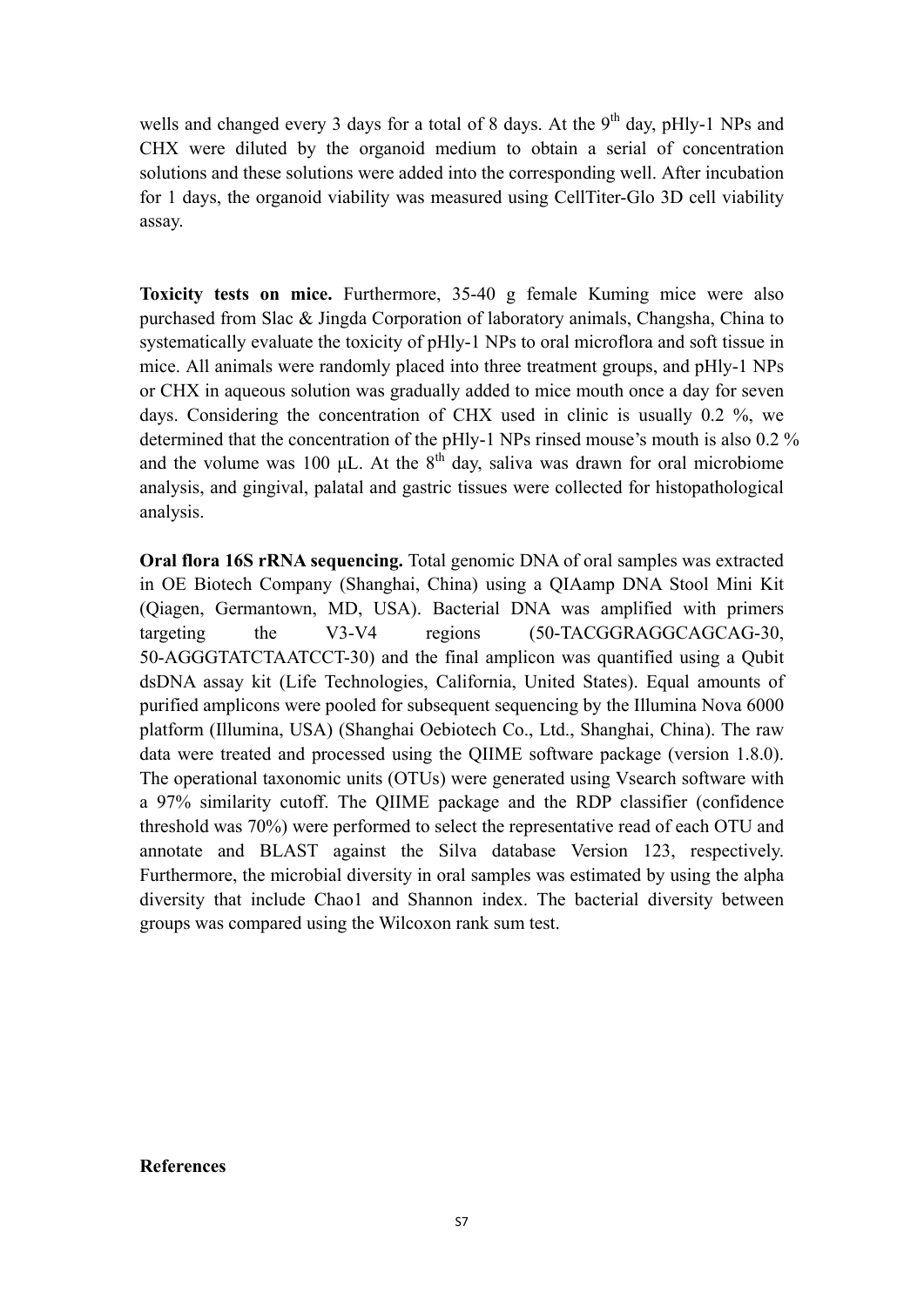wells and changed every 3 days for a total of 8 days. At the $9^{th}$ day, pHly-1 NPs and CHX were diluted by the organoid medium to obtain a serial of concentration solutions and these solutions were added into the corresponding well. After incubation for 1 days, the organoid viability was measured using CellTiter-Glo 3D cell viability assay.

**Toxicity tests on mice.** Furthermore, 35-40 g female Kuming mice were also purchased from Slac & Jingda Corporation of laboratory animals, Changsha, China to systematically evaluate the toxicity of pHly-1 NPs to oral microflora and soft tissue in mice. All animals were randomly placed into three treatment groups, and pHly-1 NPs or CHX in aqueous solution was gradually added to mice mouth once a day for seven days. Considering the concentration of CHX used in clinic is usually 0.2 %, we determined that the concentration of the pHly-1 NPs rinsed mouse's mouth is also 0.2 % and the volume was 100 μL. At the $8^{th}$ day, saliva was drawn for oral microbiome analysis, and gingival, palatal and gastric tissues were collected for histopathological analysis.

**Oral flora 16S rRNA sequencing.** Total genomic DNA of oral samples was extracted in OE Biotech Company (Shanghai, China) using a QIAamp DNA Stool Mini Kit (Qiagen, Germantown, MD, USA). Bacterial DNA was amplified with primers targeting the V3-V4 regions (50-TACGGRAGGCAGCAG-30, 50-AGGGTATCTAATCCT-30) and the final amplicon was quantified using a Qubit dsDNA assay kit (Life Technologies, California, United States). Equal amounts of purified amplicons were pooled for subsequent sequencing by the Illumina Nova 6000 platform (Illumina, USA) (Shanghai Oebiotech Co., Ltd., Shanghai, China). The raw data were treated and processed using the QIIME software package (version 1.8.0). The operational taxonomic units (OTUs) were generated using Vsearch software with a 97% similarity cutoff. The QIIME package and the RDP classifier (confidence threshold was 70%) were performed to select the representative read of each OTU and annotate and BLAST against the Silva database Version 123, respectively. Furthermore, the microbial diversity in oral samples was estimated by using the alpha diversity that include Chao1 and Shannon index. The bacterial diversity between groups was compared using the Wilcoxon rank sum test.

**References**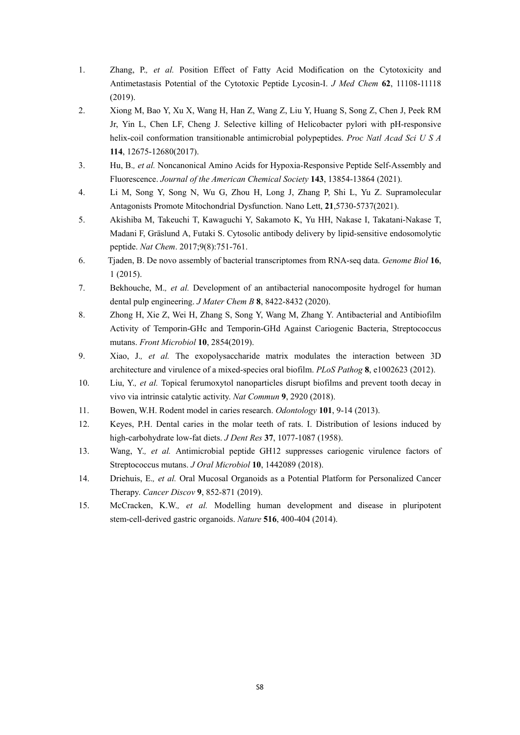1. Zhang, P*., et al.* Position Effect of Fatty Acid Modification on the Cytotoxicity and Antimetastasis Potential of the Cytotoxic Peptide Lycosin-I. *J Med Chem* **62**, 11108-11118 (2019).
2. Xiong M, Bao Y, Xu X, Wang H, Han Z, Wang Z, Liu Y, Huang S, Song Z, Chen J, Peek RM Jr, Yin L, Chen LF, Cheng J. Selective killing of Helicobacter pylori with pH-responsive helix-coil conformation transitionable antimicrobial polypeptides. *Proc Natl Acad Sci U S A* **114**, 12675-12680(2017).
3. Hu, B*., et al.* Noncanonical Amino Acids for Hypoxia-Responsive Peptide Self-Assembly and Fluorescence. *Journal of the American Chemical Society* **143**, 13854-13864 (2021).
4. Li M, Song Y, Song N, Wu G, Zhou H, Long J, Zhang P, Shi L, Yu Z. Supramolecular Antagonists Promote Mitochondrial Dysfunction. Nano Lett, **21**,5730-5737(2021).
5. Akishiba M, Takeuchi T, Kawaguchi Y, Sakamoto K, Yu HH, Nakase I, Takatani-Nakase T, Madani F, Gräslund A, Futaki S. Cytosolic antibody delivery by lipid-sensitive endosomolytic peptide. *Nat Chem*. 2017;9(8):751-761.
6. Tjaden, B. De novo assembly of bacterial transcriptomes from RNA-seq data. *Genome Biol* **16**, 1 (2015).
7. Bekhouche, M*., et al.* Development of an antibacterial nanocomposite hydrogel for human dental pulp engineering. *J Mater Chem B* **8**, 8422-8432 (2020).
8. Zhong H, Xie Z, Wei H, Zhang S, Song Y, Wang M, Zhang Y. Antibacterial and Antibiofilm Activity of Temporin-GHc and Temporin-GHd Against Cariogenic Bacteria, Streptococcus mutans. *Front Microbiol* **10**, 2854(2019).
9. Xiao, J*., et al.* The exopolysaccharide matrix modulates the interaction between 3D architecture and virulence of a mixed-species oral biofilm. *PLoS Pathog* **8**, e1002623 (2012).
10. Liu, Y*., et al.* Topical ferumoxytol nanoparticles disrupt biofilms and prevent tooth decay in vivo via intrinsic catalytic activity. *Nat Commun* **9**, 2920 (2018).
11. Bowen, W.H. Rodent model in caries research. *Odontology* **101**, 9-14 (2013).
12. Keyes, P.H. Dental caries in the molar teeth of rats. I. Distribution of lesions induced by high-carbohydrate low-fat diets. *J Dent Res* **37**, 1077-1087 (1958).
13. Wang, Y*., et al.* Antimicrobial peptide GH12 suppresses cariogenic virulence factors of Streptococcus mutans. *J Oral Microbiol* **10**, 1442089 (2018).
14. Driehuis, E*., et al.* Oral Mucosal Organoids as a Potential Platform for Personalized Cancer Therapy. *Cancer Discov* **9**, 852-871 (2019).
15. McCracken, K.W*., et al.* Modelling human development and disease in pluripotent stem-cell-derived gastric organoids. *Nature* **516**, 400-404 (2014).